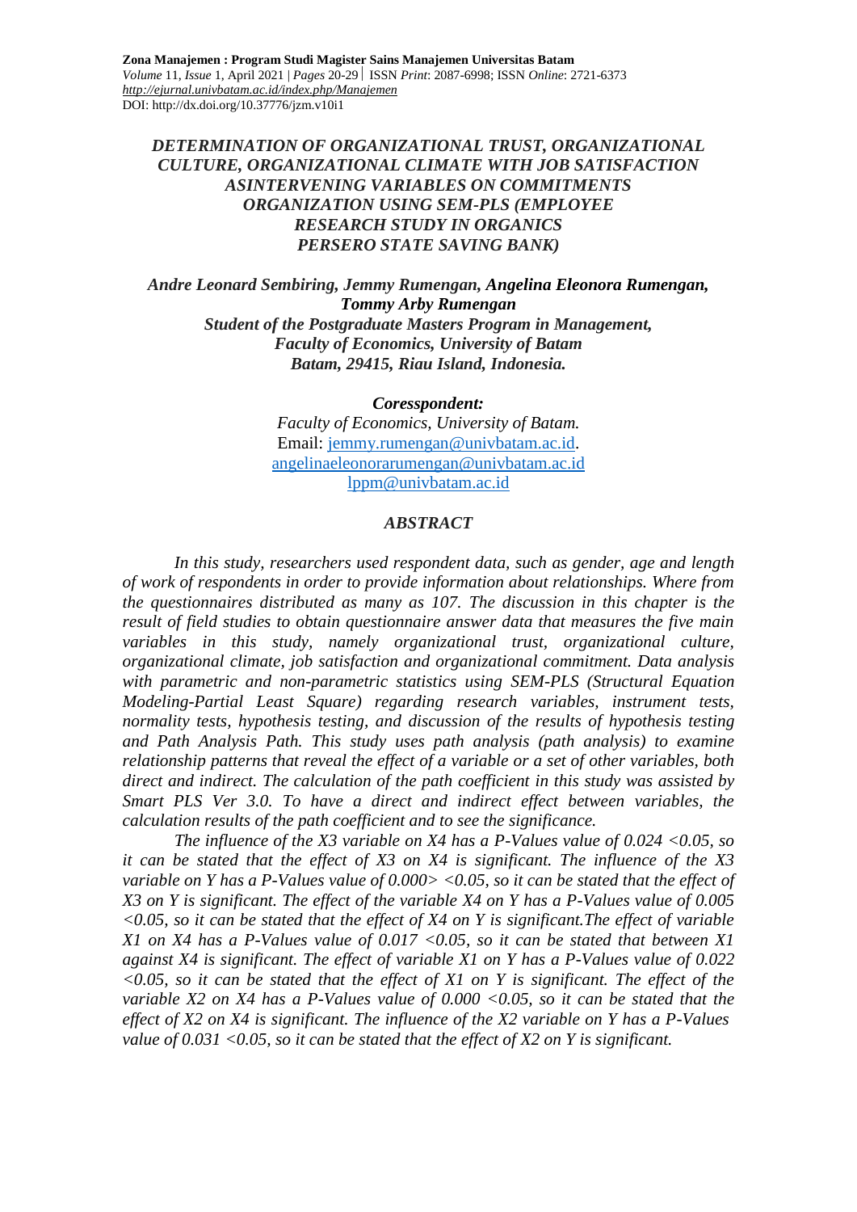# *DETERMINATION OF ORGANIZATIONAL TRUST, ORGANIZATIONAL CULTURE, ORGANIZATIONAL CLIMATE WITH JOB SATISFACTION ASINTERVENING VARIABLES ON COMMITMENTS ORGANIZATION USING SEM-PLS (EMPLOYEE RESEARCH STUDY IN ORGANICS PERSERO STATE SAVING BANK)*

***Andre Leonard Sembiring, Jemmy Rumengan, Angelina Eleonora Rumengan, Tommy Arby Rumengan***

***Student of the Postgraduate Masters Program in Management, Faculty of Economics, University of Batam Batam, 29415, Riau Island, Indonesia.***

***Coresspondent:***

*Faculty of Economics, University of Batam.*
Email: jemmy.rumengan@univbatam.ac.id.
angelinaeleonorarumengan@univbatam.ac.id
lppm@univbatam.ac.id

## *ABSTRACT*

*In this study, researchers used respondent data, such as gender, age and length of work of respondents in order to provide information about relationships. Where from the questionnaires distributed as many as 107. The discussion in this chapter is the result of field studies to obtain questionnaire answer data that measures the five main variables in this study, namely organizational trust, organizational culture, organizational climate, job satisfaction and organizational commitment. Data analysis with parametric and non-parametric statistics using SEM-PLS (Structural Equation Modeling-Partial Least Square) regarding research variables, instrument tests, normality tests, hypothesis testing, and discussion of the results of hypothesis testing and Path Analysis Path. This study uses path analysis (path analysis) to examine relationship patterns that reveal the effect of a variable or a set of other variables, both direct and indirect. The calculation of the path coefficient in this study was assisted by Smart PLS Ver 3.0. To have a direct and indirect effect between variables, the calculation results of the path coefficient and to see the significance.*

*The influence of the X3 variable on X4 has a P-Values value of 0.024 <0.05, so it can be stated that the effect of X3 on X4 is significant. The influence of the X3 variable on Y has a P-Values value of 0.000> <0.05, so it can be stated that the effect of X3 on Y is significant. The effect of the variable X4 on Y has a P-Values value of 0.005 <0.05, so it can be stated that the effect of X4 on Y is significant.The effect of variable X1 on X4 has a P-Values value of 0.017 <0.05, so it can be stated that between X1 against X4 is significant. The effect of variable X1 on Y has a P-Values value of 0.022 <0.05, so it can be stated that the effect of X1 on Y is significant. The effect of the variable X2 on X4 has a P-Values value of 0.000 <0.05, so it can be stated that the effect of X2 on X4 is significant. The influence of the X2 variable on Y has a P-Values value of 0.031 <0.05, so it can be stated that the effect of X2 on Y is significant.*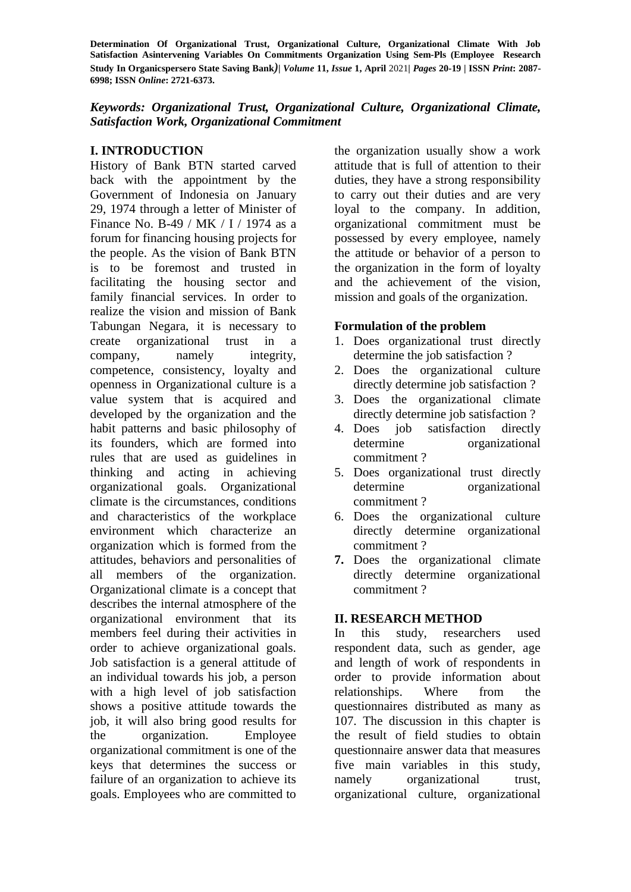*Keywords: Organizational Trust, Organizational Culture, Organizational Climate, Satisfaction Work, Organizational Commitment*

## I. INTRODUCTION

History of Bank BTN started carved back with the appointment by the Government of Indonesia on January 29, 1974 through a letter of Minister of Finance No. B-49 / MK / I / 1974 as a forum for financing housing projects for the people. As the vision of Bank BTN is to be foremost and trusted in facilitating the housing sector and family financial services. In order to realize the vision and mission of Bank Tabungan Negara, it is necessary to create organizational trust in a company, namely integrity, competence, consistency, loyalty and openness in Organizational culture is a value system that is acquired and developed by the organization and the habit patterns and basic philosophy of its founders, which are formed into rules that are used as guidelines in thinking and acting in achieving organizational goals. Organizational climate is the circumstances, conditions and characteristics of the workplace environment which characterize an organization which is formed from the attitudes, behaviors and personalities of all members of the organization. Organizational climate is a concept that describes the internal atmosphere of the organizational environment that its members feel during their activities in order to achieve organizational goals. Job satisfaction is a general attitude of an individual towards his job, a person with a high level of job satisfaction shows a positive attitude towards the job, it will also bring good results for the organization. Employee organizational commitment is one of the keys that determines the success or failure of an organization to achieve its goals. Employees who are committed to the organization usually show a work attitude that is full of attention to their duties, they have a strong responsibility to carry out their duties and are very loyal to the company. In addition, organizational commitment must be possessed by every employee, namely the attitude or behavior of a person to the organization in the form of loyalty and the achievement of the vision, mission and goals of the organization.

### Formulation of the problem

1. Does organizational trust directly determine the job satisfaction ?
2. Does the organizational culture directly determine job satisfaction ?
3. Does the organizational climate directly determine job satisfaction ?
4. Does job satisfaction directly determine organizational commitment ?
5. Does organizational trust directly determine organizational commitment ?
6. Does the organizational culture directly determine organizational commitment ?
7. Does the organizational climate directly determine organizational commitment ?

## II. RESEARCH METHOD

In this study, researchers used respondent data, such as gender, age and length of work of respondents in order to provide information about relationships. Where from the questionnaires distributed as many as 107. The discussion in this chapter is the result of field studies to obtain questionnaire answer data that measures five main variables in this study, namely organizational trust, organizational culture, organizational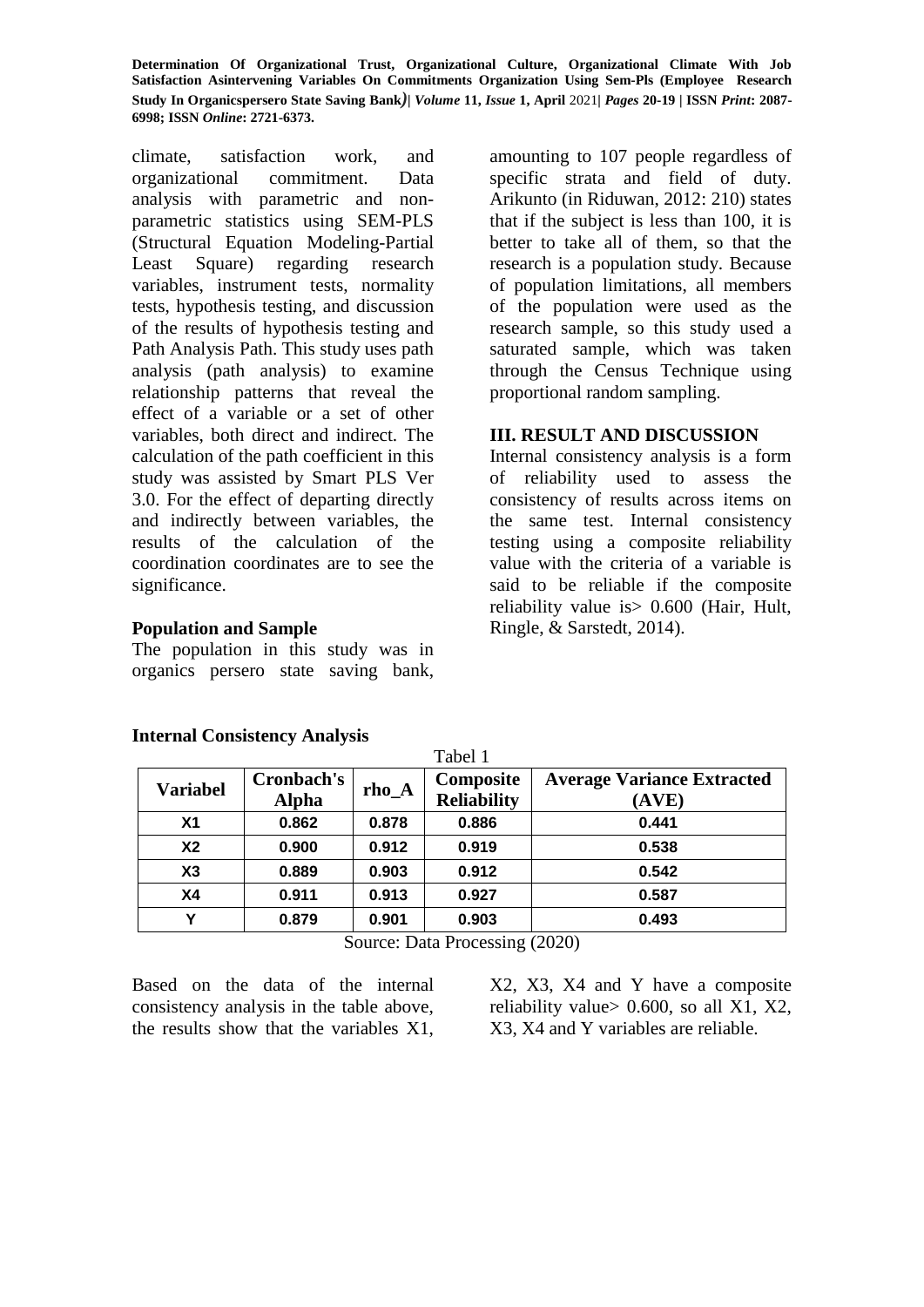climate, satisfaction work, and organizational commitment. Data analysis with parametric and non-parametric statistics using SEM-PLS (Structural Equation Modeling-Partial Least Square) regarding research variables, instrument tests, normality tests, hypothesis testing, and discussion of the results of hypothesis testing and Path Analysis Path. This study uses path analysis (path analysis) to examine relationship patterns that reveal the effect of a variable or a set of other variables, both direct and indirect. The calculation of the path coefficient in this study was assisted by Smart PLS Ver 3.0. For the effect of departing directly and indirectly between variables, the results of the calculation of the coordination coordinates are to see the significance.

### Population and Sample

The population in this study was in organics persero state saving bank, amounting to 107 people regardless of specific strata and field of duty. Arikunto (in Riduwan, 2012: 210) states that if the subject is less than 100, it is better to take all of them, so that the research is a population study. Because of population limitations, all members of the population were used as the research sample, so this study used a saturated sample, which was taken through the Census Technique using proportional random sampling.

## III. RESULT AND DISCUSSION

Internal consistency analysis is a form of reliability used to assess the consistency of results across items on the same test. Internal consistency testing using a composite reliability value with the criteria of a variable is said to be reliable if the composite reliability value is> 0.600 (Hair, Hult, Ringle, & Sarstedt, 2014).

### Internal Consistency Analysis

Tabel 1

| Variabel | Cronbach's Alpha | rho_A | Composite Reliability | Average Variance Extracted (AVE) |
|---|---|---|---|---|
| X1 | 0.862 | 0.878 | 0.886 | 0.441 |
| X2 | 0.900 | 0.912 | 0.919 | 0.538 |
| X3 | 0.889 | 0.903 | 0.912 | 0.542 |
| X4 | 0.911 | 0.913 | 0.927 | 0.587 |
| Y | 0.879 | 0.901 | 0.903 | 0.493 |

Source: Data Processing (2020)

Based on the data of the internal consistency analysis in the table above, the results show that the variables X1, X2, X3, X4 and Y have a composite reliability value> 0.600, so all X1, X2, X3, X4 and Y variables are reliable.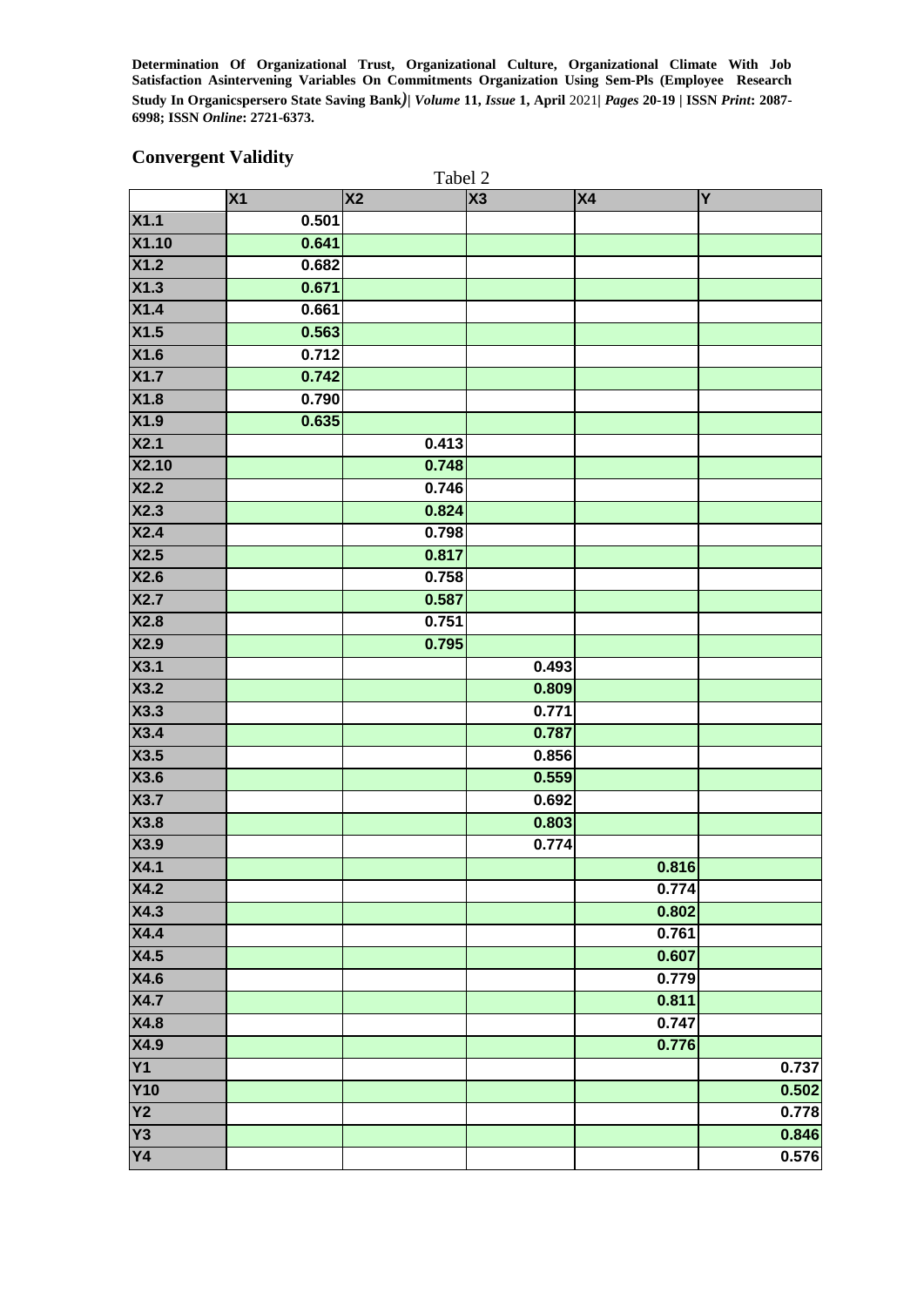## Convergent Validity

Tabel 2

| | X1 | X2 | X3 | X4 | Y |
|---|---|---|---|---|---|
| X1.1 | 0.501 | | | | |
| X1.10 | 0.641 | | | | |
| X1.2 | 0.682 | | | | |
| X1.3 | 0.671 | | | | |
| X1.4 | 0.661 | | | | |
| X1.5 | 0.563 | | | | |
| X1.6 | 0.712 | | | | |
| X1.7 | 0.742 | | | | |
| X1.8 | 0.790 | | | | |
| X1.9 | 0.635 | | | | |
| X2.1 | | 0.413 | | | |
| X2.10 | | 0.748 | | | |
| X2.2 | | 0.746 | | | |
| X2.3 | | 0.824 | | | |
| X2.4 | | 0.798 | | | |
| X2.5 | | 0.817 | | | |
| X2.6 | | 0.758 | | | |
| X2.7 | | 0.587 | | | |
| X2.8 | | 0.751 | | | |
| X2.9 | | 0.795 | | | |
| X3.1 | | | 0.493 | | |
| X3.2 | | | 0.809 | | |
| X3.3 | | | 0.771 | | |
| X3.4 | | | 0.787 | | |
| X3.5 | | | 0.856 | | |
| X3.6 | | | 0.559 | | |
| X3.7 | | | 0.692 | | |
| X3.8 | | | 0.803 | | |
| X3.9 | | | 0.774 | | |
| X4.1 | | | | 0.816 | |
| X4.2 | | | | 0.774 | |
| X4.3 | | | | 0.802 | |
| X4.4 | | | | 0.761 | |
| X4.5 | | | | 0.607 | |
| X4.6 | | | | 0.779 | |
| X4.7 | | | | 0.811 | |
| X4.8 | | | | 0.747 | |
| X4.9 | | | | 0.776 | |
| Y1 | | | | | 0.737 |
| Y10 | | | | | 0.502 |
| Y2 | | | | | 0.778 |
| Y3 | | | | | 0.846 |
| Y4 | | | | | 0.576 |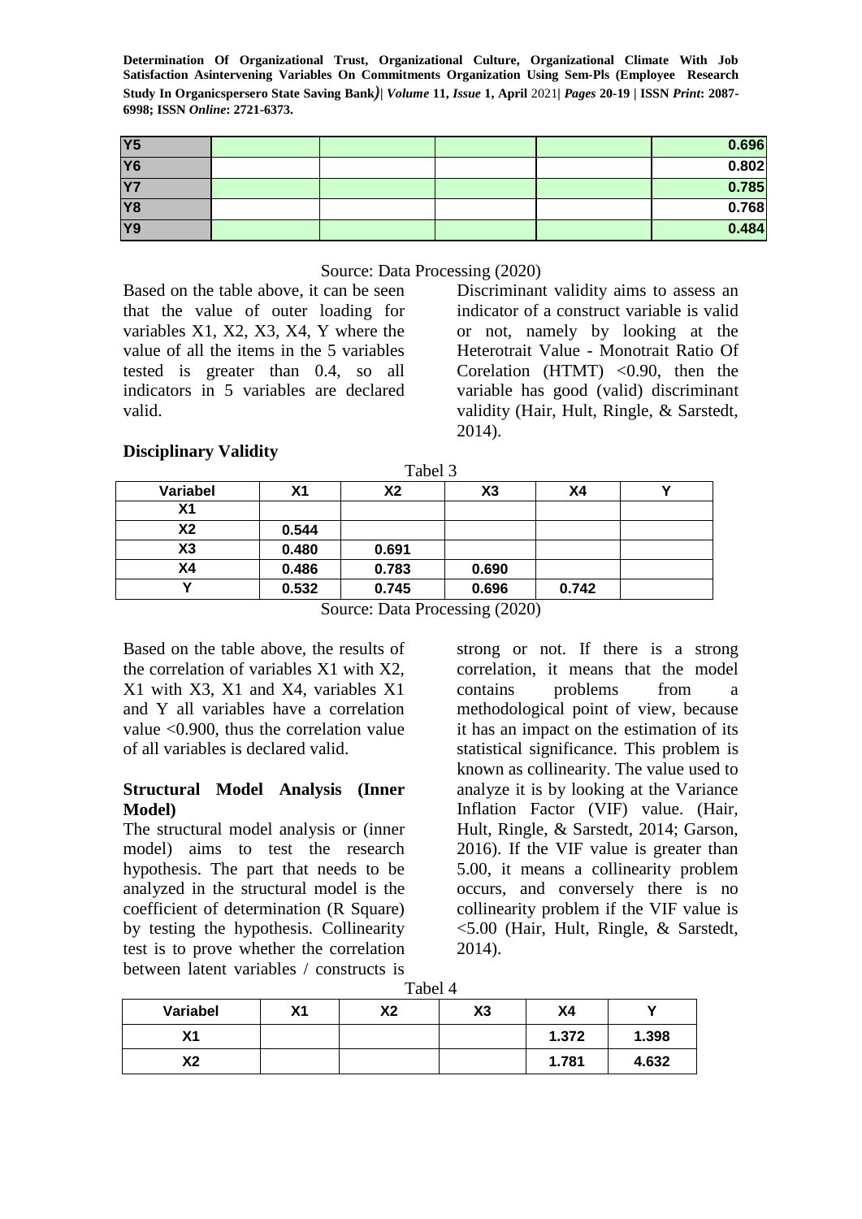| Y5 | | | | | 0.696 |
|---|---|---|---|---|---|
| Y6 | | | | | 0.802 |
| Y7 | | | | | 0.785 |
| Y8 | | | | | 0.768 |
| Y9 | | | | | 0.484 |

Source: Data Processing (2020)

Based on the table above, it can be seen that the value of outer loading for variables X1, X2, X3, X4, Y where the value of all the items in the 5 variables tested is greater than 0.4, so all indicators in 5 variables are declared valid.

Discriminant validity aims to assess an indicator of a construct variable is valid or not, namely by looking at the Heterotrait Value - Monotrait Ratio Of Corelation (HTMT) <0.90, then the variable has good (valid) discriminant validity (Hair, Hult, Ringle, & Sarstedt, 2014).

**Disciplinary Validity**

Tabel 3

| Variabel | X1 | X2 | X3 | X4 | Y |
|---|---|---|---|---|---|
| X1 | | | | | |
| X2 | 0.544 | | | | |
| X3 | 0.480 | 0.691 | | | |
| X4 | 0.486 | 0.783 | 0.690 | | |
| Y | 0.532 | 0.745 | 0.696 | 0.742 | |

Source: Data Processing (2020)

Based on the table above, the results of the correlation of variables X1 with X2, X1 with X3, X1 and X4, variables X1 and Y all variables have a correlation value <0.900, thus the correlation value of all variables is declared valid.

**Structural Model Analysis (Inner Model)**

The structural model analysis or (inner model) aims to test the research hypothesis. The part that needs to be analyzed in the structural model is the coefficient of determination (R Square) by testing the hypothesis. Collinearity test is to prove whether the correlation between latent variables / constructs is strong or not. If there is a strong correlation, it means that the model contains problems from a methodological point of view, because it has an impact on the estimation of its statistical significance. This problem is known as collinearity. The value used to analyze it is by looking at the Variance Inflation Factor (VIF) value. (Hair, Hult, Ringle, & Sarstedt, 2014; Garson, 2016). If the VIF value is greater than 5.00, it means a collinearity problem occurs, and conversely there is no collinearity problem if the VIF value is <5.00 (Hair, Hult, Ringle, & Sarstedt, 2014).

Tabel 4

| Variabel | X1 | X2 | X3 | X4 | Y |
|---|---|---|---|---|---|
| X1 | | | | 1.372 | 1.398 |
| X2 | | | | 1.781 | 4.632 |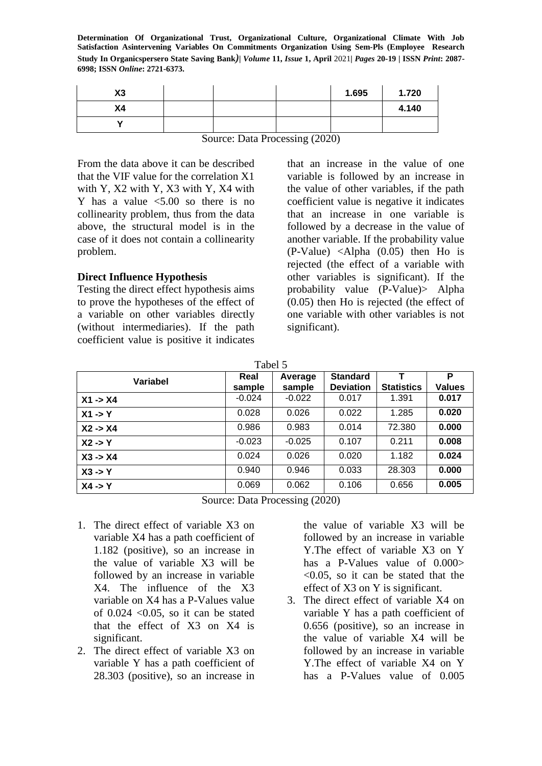| X3 | | | | 1.695 | 1.720 |
|---|---|---|---|---|---|
| X4 | | | | | 4.140 |
| Y | | | | | |

Source: Data Processing (2020)

From the data above it can be described that the VIF value for the correlation X1 with Y, X2 with Y, X3 with Y, X4 with Y has a value <5.00 so there is no collinearity problem, thus from the data above, the structural model is in the case of it does not contain a collinearity problem.

**Direct Influence Hypothesis**

Testing the direct effect hypothesis aims to prove the hypotheses of the effect of a variable on other variables directly (without intermediaries). If the path coefficient value is positive it indicates that an increase in the value of one variable is followed by an increase in the value of other variables, if the path coefficient value is negative it indicates that an increase in one variable is followed by a decrease in the value of another variable. If the probability value (P-Value) <Alpha (0.05) then Ho is rejected (the effect of a variable with other variables is significant). If the probability value (P-Value)> Alpha (0.05) then Ho is rejected (the effect of one variable with other variables is not significant).

Tabel 5

| Variabel | Real sample | Average sample | Standard Deviation | T Statistics | P Values |
|---|---|---|---|---|---|
| X1 -> X4 | -0.024 | -0.022 | 0.017 | 1.391 | **0.017** |
| X1 -> Y | 0.028 | 0.026 | 0.022 | 1.285 | **0.020** |
| X2 -> X4 | 0.986 | 0.983 | 0.014 | 72.380 | **0.000** |
| X2 -> Y | -0.023 | -0.025 | 0.107 | 0.211 | **0.008** |
| X3 -> X4 | 0.024 | 0.026 | 0.020 | 1.182 | **0.024** |
| X3 -> Y | 0.940 | 0.946 | 0.033 | 28.303 | **0.000** |
| X4 -> Y | 0.069 | 0.062 | 0.106 | 0.656 | **0.005** |

Source: Data Processing (2020)

1. The direct effect of variable X3 on variable X4 has a path coefficient of 1.182 (positive), so an increase in the value of variable X3 will be followed by an increase in variable X4. The influence of the X3 variable on X4 has a P-Values value of 0.024 <0.05, so it can be stated that the effect of X3 on X4 is significant.
2. The direct effect of variable X3 on variable Y has a path coefficient of 28.303 (positive), so an increase in the value of variable X3 will be followed by an increase in variable Y.The effect of variable X3 on Y has a P-Values value of 0.000> <0.05, so it can be stated that the effect of X3 on Y is significant.
3. The direct effect of variable X4 on variable Y has a path coefficient of 0.656 (positive), so an increase in the value of variable X4 will be followed by an increase in variable Y.The effect of variable X4 on Y has a P-Values value of 0.005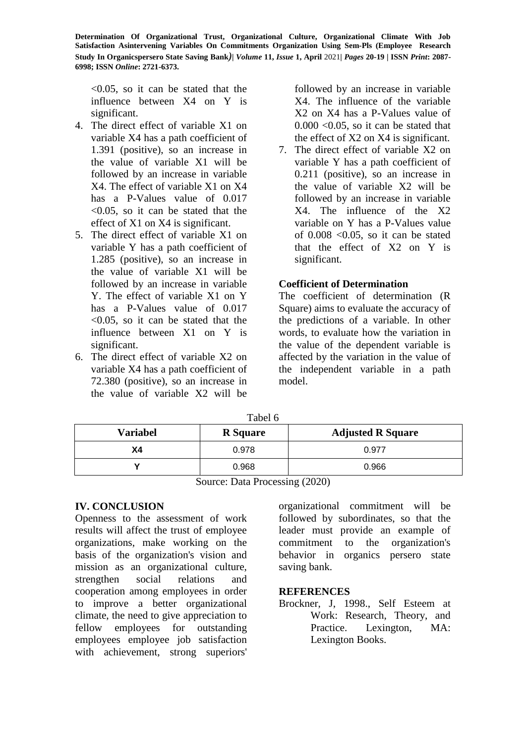<0.05, so it can be stated that the influence between X4 on Y is significant.

4. The direct effect of variable X1 on variable X4 has a path coefficient of 1.391 (positive), so an increase in the value of variable X1 will be followed by an increase in variable X4. The effect of variable X1 on X4 has a P-Values value of 0.017 <0.05, so it can be stated that the effect of X1 on X4 is significant.
5. The direct effect of variable X1 on variable Y has a path coefficient of 1.285 (positive), so an increase in the value of variable X1 will be followed by an increase in variable Y. The effect of variable X1 on Y has a P-Values value of 0.017 <0.05, so it can be stated that the influence between X1 on Y is significant.
6. The direct effect of variable X2 on variable X4 has a path coefficient of 72.380 (positive), so an increase in the value of variable X2 will be followed by an increase in variable X4. The influence of the variable X2 on X4 has a P-Values value of 0.000 <0.05, so it can be stated that the effect of X2 on X4 is significant.
7. The direct effect of variable X2 on variable Y has a path coefficient of 0.211 (positive), so an increase in the value of variable X2 will be followed by an increase in variable X4. The influence of the X2 variable on Y has a P-Values value of 0.008 <0.05, so it can be stated that the effect of X2 on Y is significant.

### Coefficient of Determination

The coefficient of determination (R Square) aims to evaluate the accuracy of the predictions of a variable. In other words, to evaluate how the variation in the value of the dependent variable is affected by the variation in the value of the independent variable in a path model.

Tabel 6

| Variabel | R Square | Adjusted R Square |
| --- | --- | --- |
| X4 | 0.978 | 0.977 |
| Y | 0.968 | 0.966 |

Source: Data Processing (2020)

## IV. CONCLUSION

Openness to the assessment of work results will affect the trust of employee organizations, make working on the basis of the organization's vision and mission as an organizational culture, strengthen social relations and cooperation among employees in order to improve a better organizational climate, the need to give appreciation to fellow employees for outstanding employees employee job satisfaction with achievement, strong superiors' organizational commitment will be followed by subordinates, so that the leader must provide an example of commitment to the organization's behavior in organics persero state saving bank.

## REFERENCES

Brockner, J, 1998., Self Esteem at Work: Research, Theory, and Practice. Lexington, MA: Lexington Books.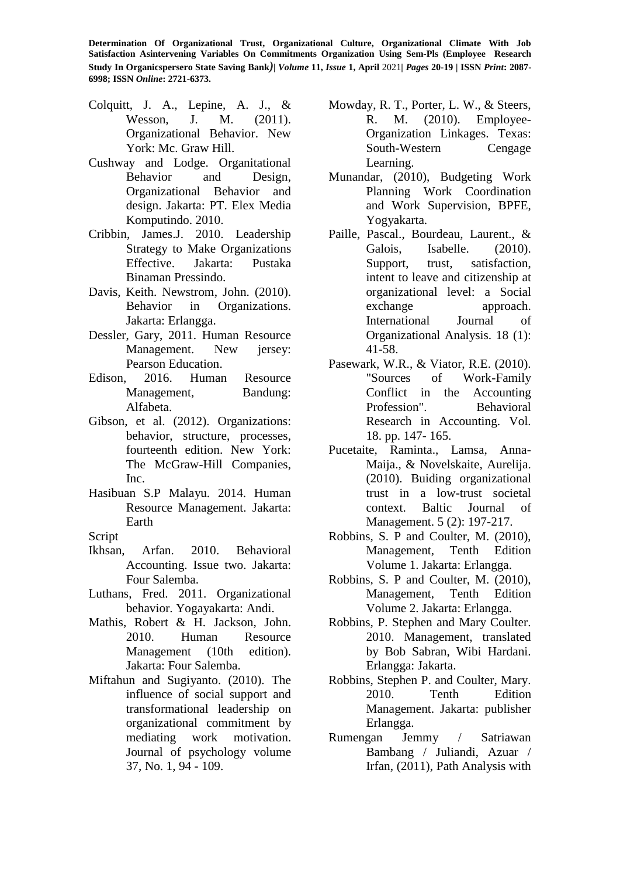Colquitt, J. A., Lepine, A. J., & Wesson, J. M. (2011). Organizational Behavior. New York: Mc. Graw Hill.

Cushway and Lodge. Organitational Behavior and Design, Organizational Behavior and design. Jakarta: PT. Elex Media Komputindo. 2010.

Cribbin, James.J. 2010. Leadership Strategy to Make Organizations Effective. Jakarta: Pustaka Binaman Pressindo.

Davis, Keith. Newstrom, John. (2010). Behavior in Organizations. Jakarta: Erlangga.

Dessler, Gary, 2011. Human Resource Management. New jersey: Pearson Education.

Edison, 2016. Human Resource Management, Bandung: Alfabeta.

Gibson, et al. (2012). Organizations: behavior, structure, processes, fourteenth edition. New York: The McGraw-Hill Companies, Inc.

Hasibuan S.P Malayu. 2014. Human Resource Management. Jakarta: Earth

Script

Ikhsan, Arfan. 2010. Behavioral Accounting. Issue two. Jakarta: Four Salemba.

Luthans, Fred. 2011. Organizational behavior. Yogayakarta: Andi.

Mathis, Robert & H. Jackson, John. 2010. Human Resource Management (10th edition). Jakarta: Four Salemba.

Miftahun and Sugiyanto. (2010). The influence of social support and transformational leadership on organizational commitment by mediating work motivation. Journal of psychology volume 37, No. 1, 94 - 109.

Mowday, R. T., Porter, L. W., & Steers, R. M. (2010). Employee-Organization Linkages. Texas: South-Western Cengage Learning.

Munandar, (2010), Budgeting Work Planning Work Coordination and Work Supervision, BPFE, Yogyakarta.

Paille, Pascal., Bourdeau, Laurent., & Galois, Isabelle. (2010). Support, trust, satisfaction, intent to leave and citizenship at organizational level: a Social exchange approach. International Journal of Organizational Analysis. 18 (1): 41-58.

Pasewark, W.R., & Viator, R.E. (2010). "Sources of Work-Family Conflict in the Accounting Profession". Behavioral Research in Accounting. Vol. 18. pp. 147- 165.

Pucetaite, Raminta., Lamsa, Anna-Maija., & Novelskaite, Aurelija. (2010). Buiding organizational trust in a low-trust societal context. Baltic Journal of Management. 5 (2): 197-217.

Robbins, S. P and Coulter, M. (2010), Management, Tenth Edition Volume 1. Jakarta: Erlangga.

Robbins, S. P and Coulter, M. (2010), Management, Tenth Edition Volume 2. Jakarta: Erlangga.

Robbins, P. Stephen and Mary Coulter. 2010. Management, translated by Bob Sabran, Wibi Hardani. Erlangga: Jakarta.

Robbins, Stephen P. and Coulter, Mary. 2010. Tenth Edition Management. Jakarta: publisher Erlangga.

Rumengan Jemmy / Satriawan Bambang / Juliandi, Azuar / Irfan, (2011), Path Analysis with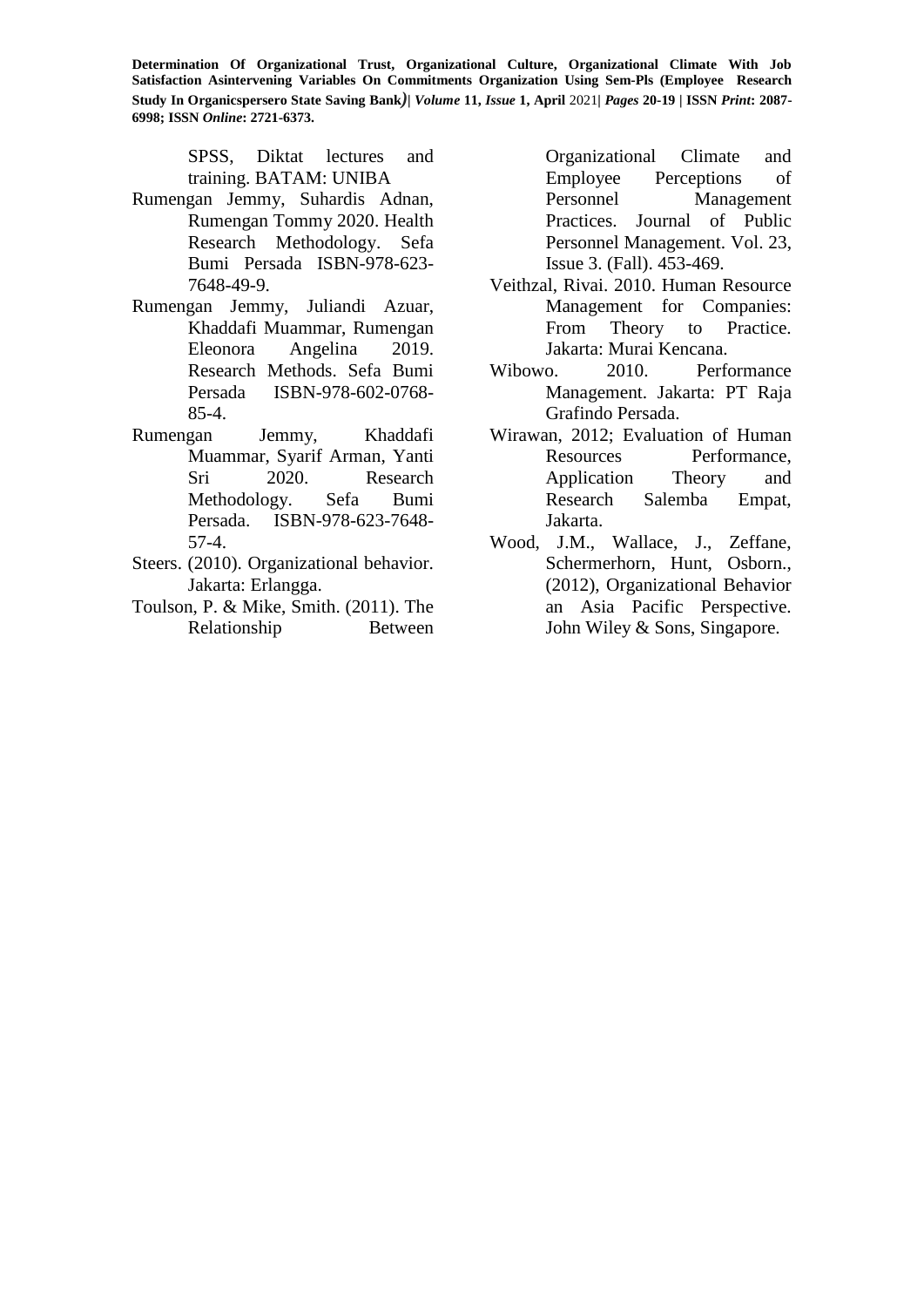SPSS, Diktat lectures and training. BATAM: UNIBA

Rumengan Jemmy, Suhardis Adnan, Rumengan Tommy 2020. Health Research Methodology. Sefa Bumi Persada ISBN-978-623-7648-49-9.

Rumengan Jemmy, Juliandi Azuar, Khaddafi Muammar, Rumengan Eleonora Angelina 2019. Research Methods. Sefa Bumi Persada ISBN-978-602-0768-85-4.

Rumengan Jemmy, Khaddafi Muammar, Syarif Arman, Yanti Sri 2020. Research Methodology. Sefa Bumi Persada. ISBN-978-623-7648-57-4.

Steers. (2010). Organizational behavior. Jakarta: Erlangga.

Toulson, P. & Mike, Smith. (2011). The Relationship Between Organizational Climate and Employee Perceptions of Personnel Management Practices. Journal of Public Personnel Management. Vol. 23, Issue 3. (Fall). 453-469.

Veithzal, Rivai. 2010. Human Resource Management for Companies: From Theory to Practice. Jakarta: Murai Kencana.

Wibowo. 2010. Performance Management. Jakarta: PT Raja Grafindo Persada.

Wirawan, 2012; Evaluation of Human Resources Performance, Application Theory and Research Salemba Empat, Jakarta.

Wood, J.M., Wallace, J., Zeffane, Schermerhorn, Hunt, Osborn., (2012), Organizational Behavior an Asia Pacific Perspective. John Wiley & Sons, Singapore.